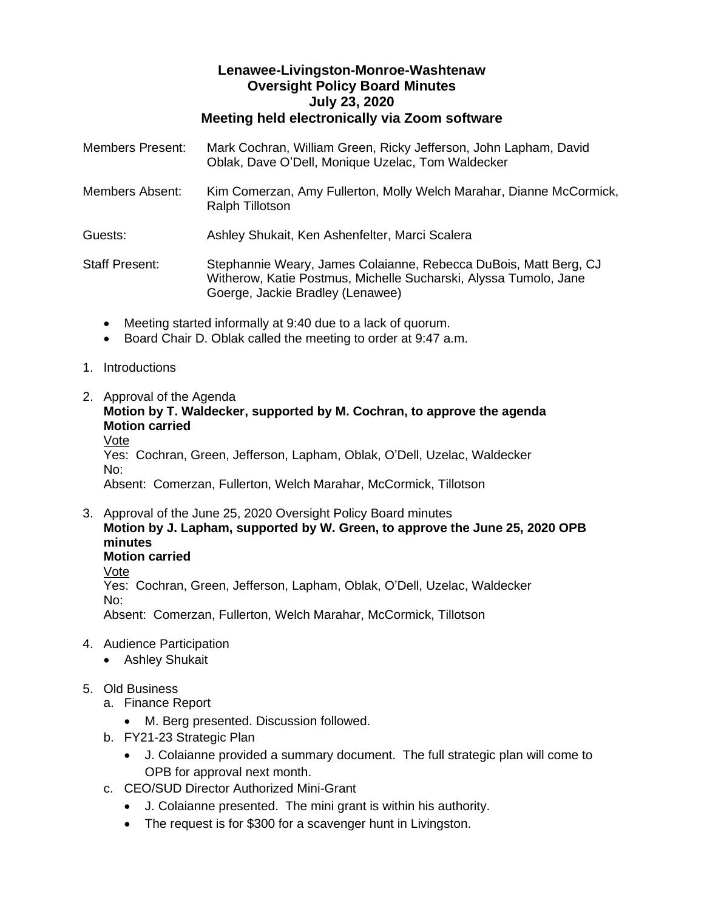**Lenawee-Livingston-Monroe-Washtenaw**
**Oversight Policy Board Minutes**
**July 23, 2020**
**Meeting held electronically via Zoom software**

Members Present: Mark Cochran, William Green, Ricky Jefferson, John Lapham, David Oblak, Dave O'Dell, Monique Uzelac, Tom Waldecker

Members Absent: Kim Comerzan, Amy Fullerton, Molly Welch Marahar, Dianne McCormick, Ralph Tillotson

Guests: Ashley Shukait, Ken Ashenfelter, Marci Scalera

Staff Present: Stephannie Weary, James Colaianne, Rebecca DuBois, Matt Berg, CJ Witherow, Katie Postmus, Michelle Sucharski, Alyssa Tumolo, Jane Goerge, Jackie Bradley (Lenawee)

- Meeting started informally at 9:40 due to a lack of quorum.
- Board Chair D. Oblak called the meeting to order at 9:47 a.m.

1. Introductions

2. Approval of the Agenda
   **Motion by T. Waldecker, supported by M. Cochran, to approve the agenda**
   **Motion carried**
   Vote
   Yes: Cochran, Green, Jefferson, Lapham, Oblak, O'Dell, Uzelac, Waldecker
   No:
   Absent: Comerzan, Fullerton, Welch Marahar, McCormick, Tillotson

3. Approval of the June 25, 2020 Oversight Policy Board minutes
   **Motion by J. Lapham, supported by W. Green, to approve the June 25, 2020 OPB minutes**
   **Motion carried**
   Vote
   Yes: Cochran, Green, Jefferson, Lapham, Oblak, O'Dell, Uzelac, Waldecker
   No:
   Absent: Comerzan, Fullerton, Welch Marahar, McCormick, Tillotson

4. Audience Participation
   - Ashley Shukait

5. Old Business
   a. Finance Report
      - M. Berg presented. Discussion followed.
   b. FY21-23 Strategic Plan
      - J. Colaianne provided a summary document. The full strategic plan will come to OPB for approval next month.
   c. CEO/SUD Director Authorized Mini-Grant
      - J. Colaianne presented. The mini grant is within his authority.
      - The request is for $300 for a scavenger hunt in Livingston.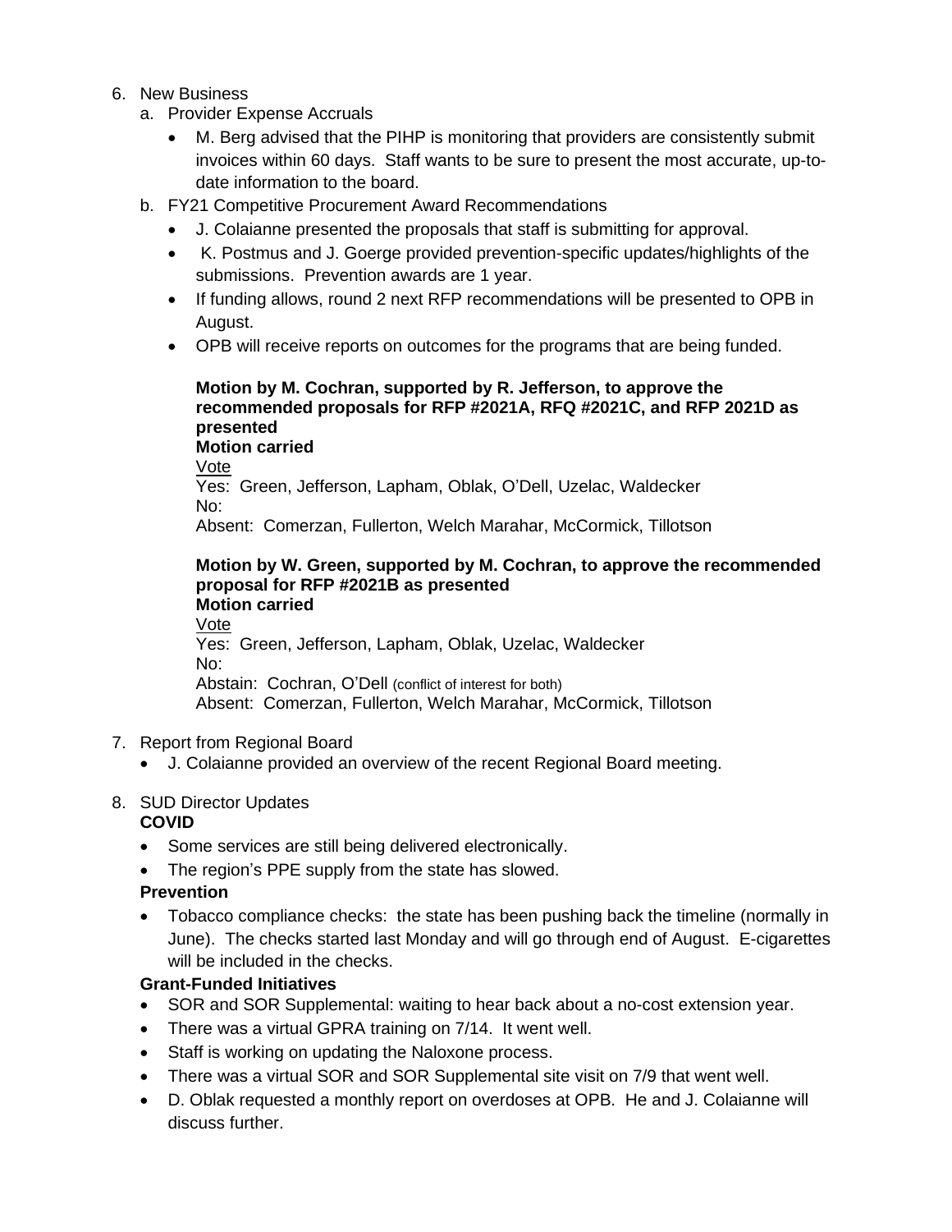6. New Business
   a. Provider Expense Accruals
      - M. Berg advised that the PIHP is monitoring that providers are consistently submit invoices within 60 days. Staff wants to be sure to present the most accurate, up-to-date information to the board.
   b. FY21 Competitive Procurement Award Recommendations
      - J. Colaianne presented the proposals that staff is submitting for approval.
      - K. Postmus and J. Goerge provided prevention-specific updates/highlights of the submissions. Prevention awards are 1 year.
      - If funding allows, round 2 next RFP recommendations will be presented to OPB in August.
      - OPB will receive reports on outcomes for the programs that are being funded.

      **Motion by M. Cochran, supported by R. Jefferson, to approve the recommended proposals for RFP #2021A, RFQ #2021C, and RFP 2021D as presented**
      **Motion carried**
      Vote
      Yes: Green, Jefferson, Lapham, Oblak, O'Dell, Uzelac, Waldecker
      No:
      Absent: Comerzan, Fullerton, Welch Marahar, McCormick, Tillotson

      **Motion by W. Green, supported by M. Cochran, to approve the recommended proposal for RFP #2021B as presented**
      **Motion carried**
      Vote
      Yes: Green, Jefferson, Lapham, Oblak, Uzelac, Waldecker
      No:
      Abstain: Cochran, O'Dell (conflict of interest for both)
      Absent: Comerzan, Fullerton, Welch Marahar, McCormick, Tillotson

7. Report from Regional Board
   - J. Colaianne provided an overview of the recent Regional Board meeting.

8. SUD Director Updates

   **COVID**
   - Some services are still being delivered electronically.
   - The region's PPE supply from the state has slowed.

   **Prevention**
   - Tobacco compliance checks: the state has been pushing back the timeline (normally in June). The checks started last Monday and will go through end of August. E-cigarettes will be included in the checks.

   **Grant-Funded Initiatives**
   - SOR and SOR Supplemental: waiting to hear back about a no-cost extension year.
   - There was a virtual GPRA training on 7/14. It went well.
   - Staff is working on updating the Naloxone process.
   - There was a virtual SOR and SOR Supplemental site visit on 7/9 that went well.
   - D. Oblak requested a monthly report on overdoses at OPB. He and J. Colaianne will discuss further.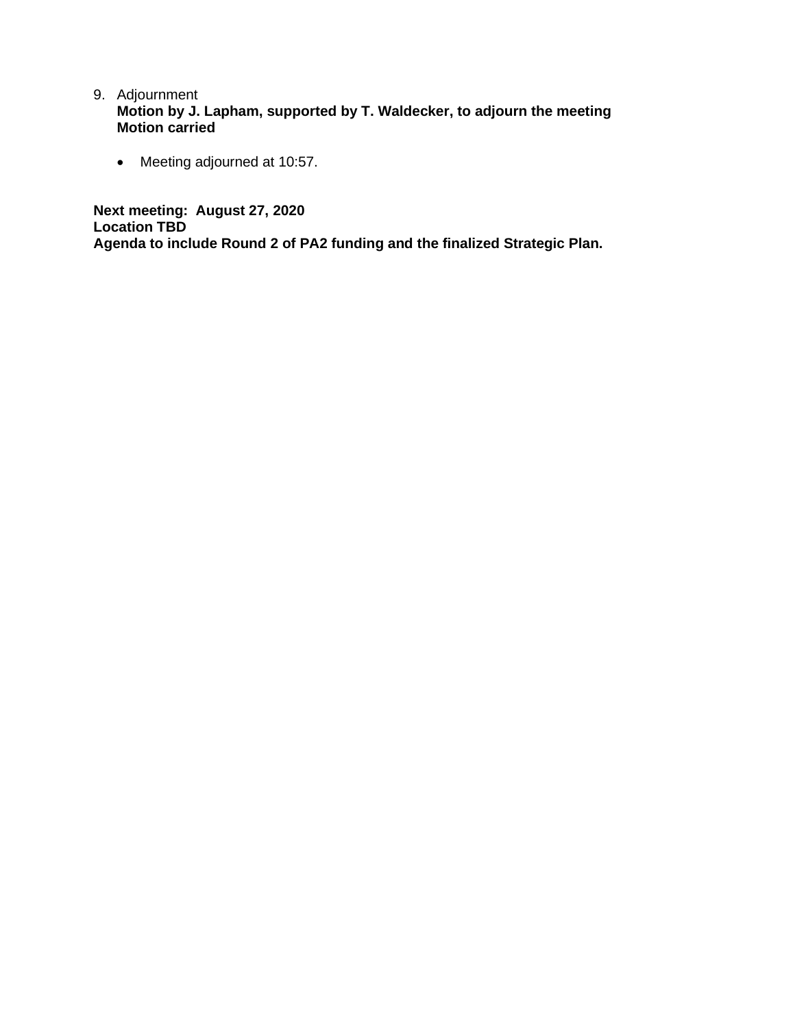9. Adjournment
   **Motion by J. Lapham, supported by T. Waldecker, to adjourn the meeting**
   **Motion carried**

   - Meeting adjourned at 10:57.

**Next meeting: August 27, 2020**
**Location TBD**
**Agenda to include Round 2 of PA2 funding and the finalized Strategic Plan.**